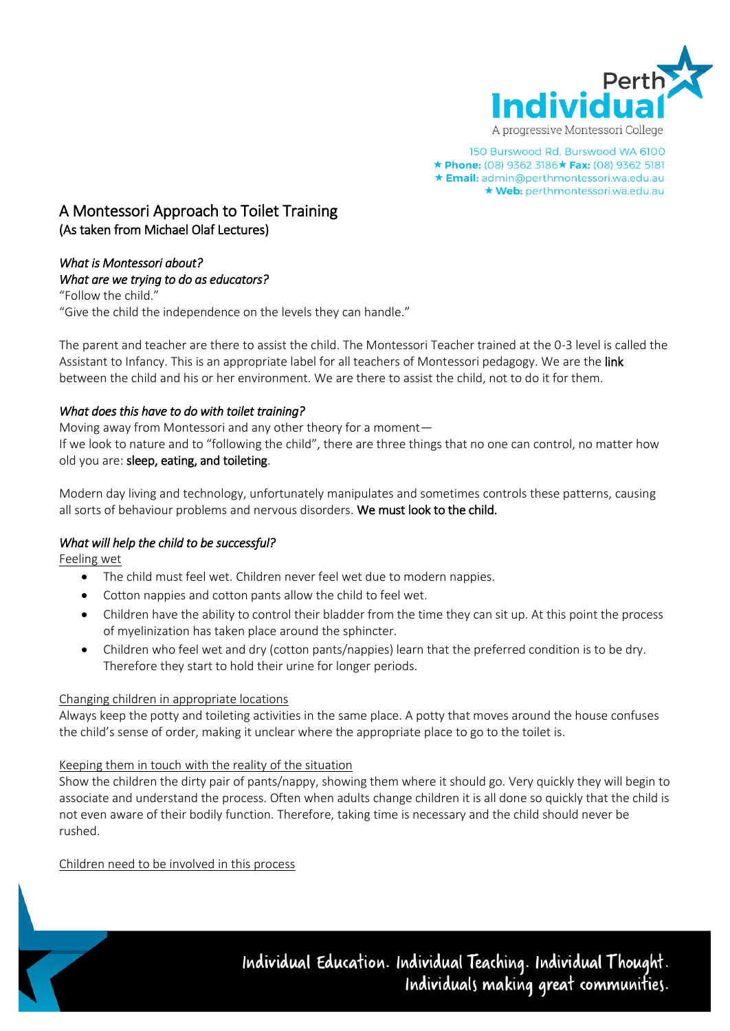# A Montessori Approach to Toilet Training
(As taken from Michael Olaf Lectures)

*What is Montessori about?*
*What are we trying to do as educators?*
"Follow the child."
"Give the child the independence on the levels they can handle."

The parent and teacher are there to assist the child. The Montessori Teacher trained at the 0-3 level is called the Assistant to Infancy. This is an appropriate label for all teachers of Montessori pedagogy. We are the link between the child and his or her environment. We are there to assist the child, not to do it for them.

*What does this have to do with toilet training?*
Moving away from Montessori and any other theory for a moment—
If we look to nature and to "following the child", there are three things that no one can control, no matter how old you are: sleep, eating, and toileting.

Modern day living and technology, unfortunately manipulates and sometimes controls these patterns, causing all sorts of behaviour problems and nervous disorders. We must look to the child.

*What will help the child to be successful?*

Feeling wet

- The child must feel wet. Children never feel wet due to modern nappies.
- Cotton nappies and cotton pants allow the child to feel wet.
- Children have the ability to control their bladder from the time they can sit up. At this point the process of myelinization has taken place around the sphincter.
- Children who feel wet and dry (cotton pants/nappies) learn that the preferred condition is to be dry. Therefore they start to hold their urine for longer periods.

Changing children in appropriate locations

Always keep the potty and toileting activities in the same place. A potty that moves around the house confuses the child's sense of order, making it unclear where the appropriate place to go to the toilet is.

Keeping them in touch with the reality of the situation

Show the children the dirty pair of pants/nappy, showing them where it should go. Very quickly they will begin to associate and understand the process. Often when adults change children it is all done so quickly that the child is not even aware of their bodily function. Therefore, taking time is necessary and the child should never be rushed.

Children need to be involved in this process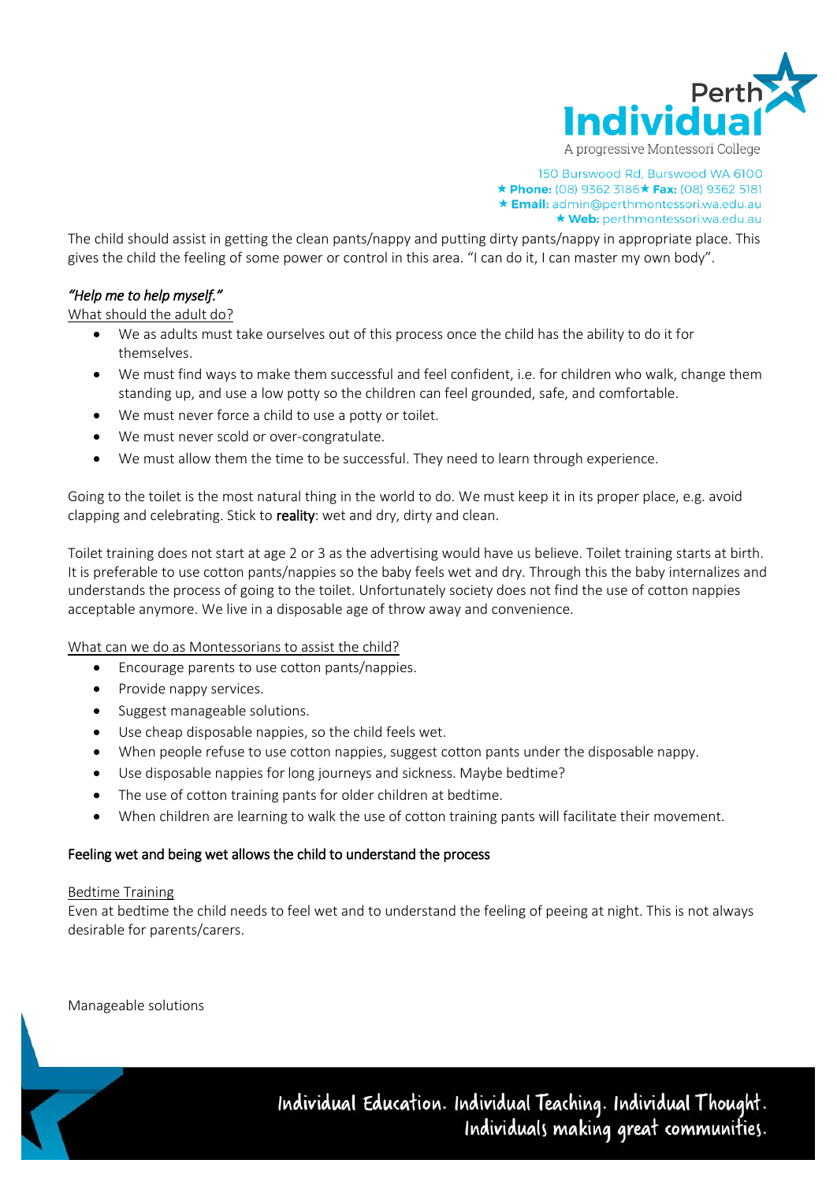The child should assist in getting the clean pants/nappy and putting dirty pants/nappy in appropriate place. This gives the child the feeling of some power or control in this area. "I can do it, I can master my own body".

*"Help me to help myself."*

What should the adult do?

- We as adults must take ourselves out of this process once the child has the ability to do it for themselves.
- We must find ways to make them successful and feel confident, i.e. for children who walk, change them standing up, and use a low potty so the children can feel grounded, safe, and comfortable.
- We must never force a child to use a potty or toilet.
- We must never scold or over-congratulate.
- We must allow them the time to be successful. They need to learn through experience.

Going to the toilet is the most natural thing in the world to do. We must keep it in its proper place, e.g. avoid clapping and celebrating. Stick to **reality**: wet and dry, dirty and clean.

Toilet training does not start at age 2 or 3 as the advertising would have us believe. Toilet training starts at birth. It is preferable to use cotton pants/nappies so the baby feels wet and dry. Through this the baby internalizes and understands the process of going to the toilet. Unfortunately society does not find the use of cotton nappies acceptable anymore. We live in a disposable age of throw away and convenience.

What can we do as Montessorians to assist the child?

- Encourage parents to use cotton pants/nappies.
- Provide nappy services.
- Suggest manageable solutions.
- Use cheap disposable nappies, so the child feels wet.
- When people refuse to use cotton nappies, suggest cotton pants under the disposable nappy.
- Use disposable nappies for long journeys and sickness. Maybe bedtime?
- The use of cotton training pants for older children at bedtime.
- When children are learning to walk the use of cotton training pants will facilitate their movement.

**Feeling wet and being wet allows the child to understand the process**

Bedtime Training

Even at bedtime the child needs to feel wet and to understand the feeling of peeing at night. This is not always desirable for parents/carers.

Manageable solutions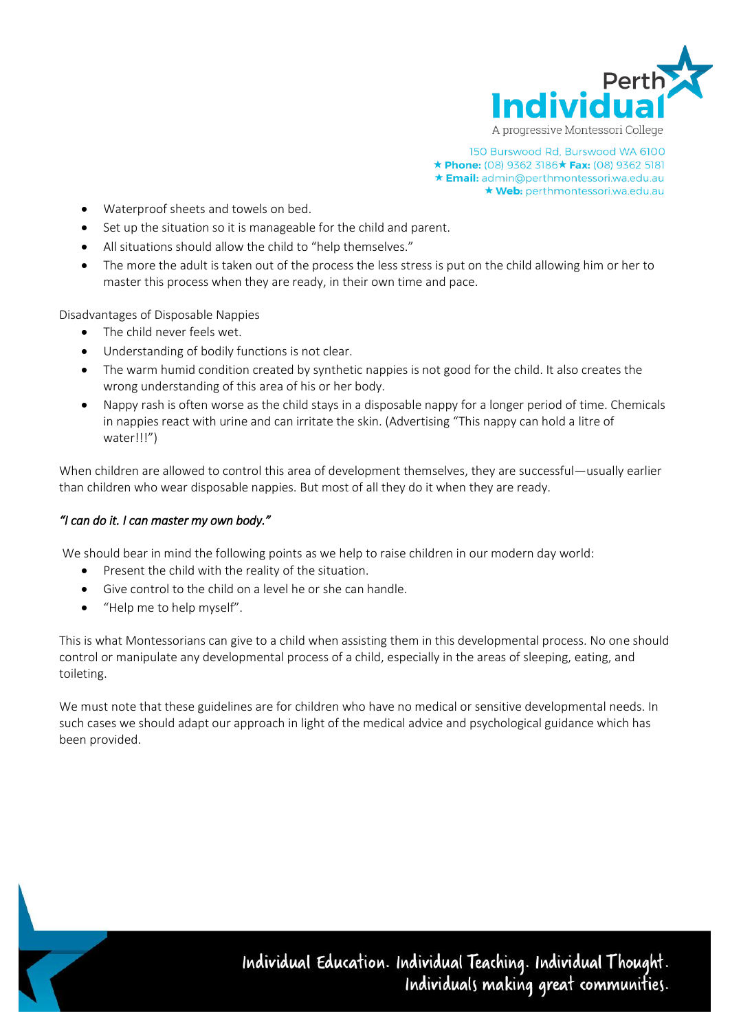- Waterproof sheets and towels on bed.
- Set up the situation so it is manageable for the child and parent.
- All situations should allow the child to "help themselves."
- The more the adult is taken out of the process the less stress is put on the child allowing him or her to master this process when they are ready, in their own time and pace.

Disadvantages of Disposable Nappies

- The child never feels wet.
- Understanding of bodily functions is not clear.
- The warm humid condition created by synthetic nappies is not good for the child. It also creates the wrong understanding of this area of his or her body.
- Nappy rash is often worse as the child stays in a disposable nappy for a longer period of time. Chemicals in nappies react with urine and can irritate the skin. (Advertising "This nappy can hold a litre of water!!!")

When children are allowed to control this area of development themselves, they are successful—usually earlier than children who wear disposable nappies. But most of all they do it when they are ready.

*"I can do it. I can master my own body."*

We should bear in mind the following points as we help to raise children in our modern day world:

- Present the child with the reality of the situation.
- Give control to the child on a level he or she can handle.
- "Help me to help myself".

This is what Montessorians can give to a child when assisting them in this developmental process. No one should control or manipulate any developmental process of a child, especially in the areas of sleeping, eating, and toileting.

We must note that these guidelines are for children who have no medical or sensitive developmental needs. In such cases we should adapt our approach in light of the medical advice and psychological guidance which has been provided.